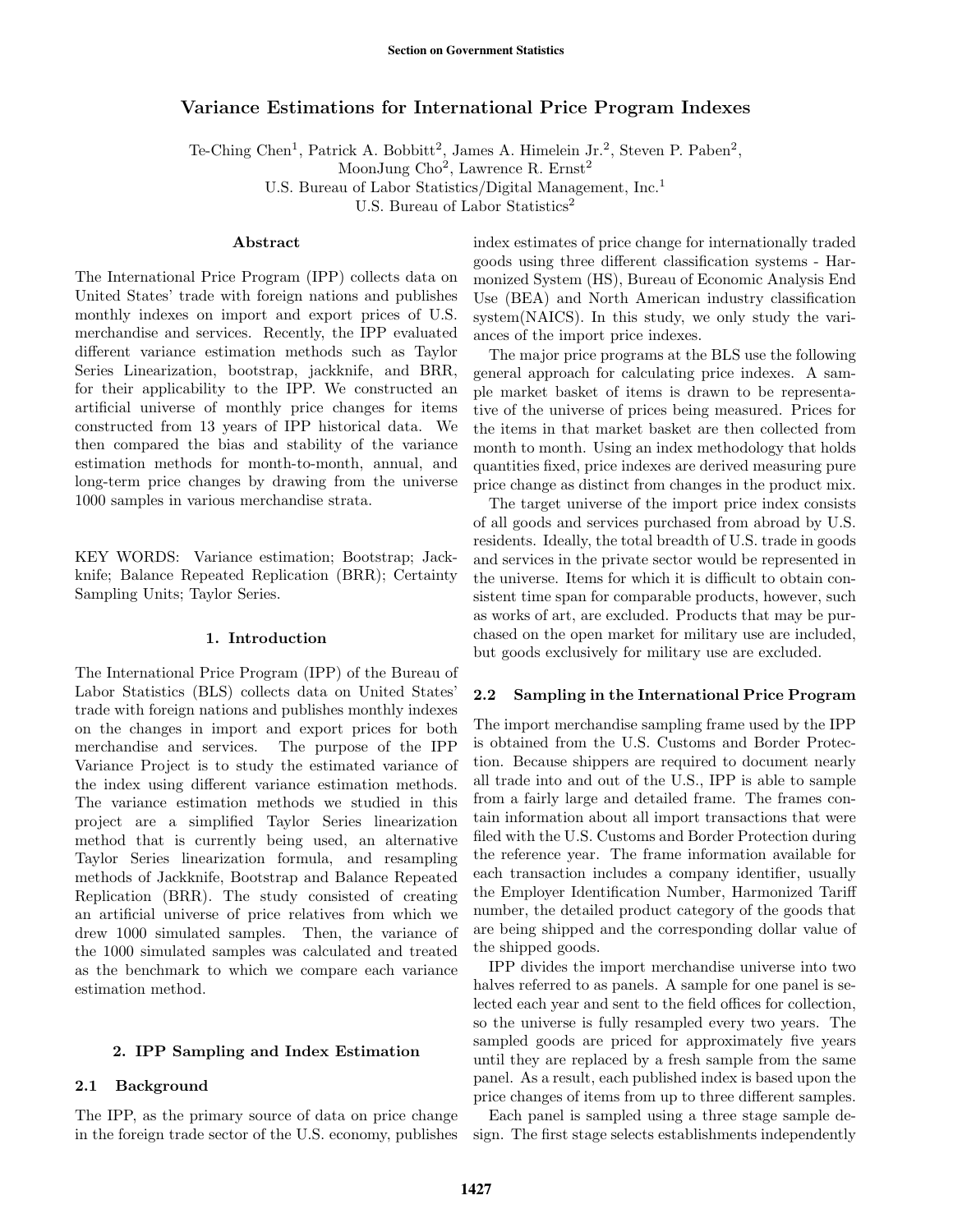# Variance Estimations for International Price Program Indexes

Te-Ching Chen[1], Patrick A. Bobbitt[2], James A. Himelein Jr.[2], Steven P. Paben[2], MoonJung Cho[2], Lawrence R. Ernst[2]

U.S. Bureau of Labor Statistics/Digital Management, Inc.[1]

U.S. Bureau of Labor Statistics[2]

### Abstract

The International Price Program (IPP) collects data on United States' trade with foreign nations and publishes monthly indexes on import and export prices of U.S. merchandise and services. Recently, the IPP evaluated different variance estimation methods such as Taylor Series Linearization, bootstrap, jackknife, and BRR, for their applicability to the IPP. We constructed an artificial universe of monthly price changes for items constructed from 13 years of IPP historical data. We then compared the bias and stability of the variance estimation methods for month-to-month, annual, and long-term price changes by drawing from the universe 1000 samples in various merchandise strata.

KEY WORDS: Variance estimation; Bootstrap; Jackknife; Balance Repeated Replication (BRR); Certainty Sampling Units; Taylor Series.

## 1. Introduction

The International Price Program (IPP) of the Bureau of Labor Statistics (BLS) collects data on United States' trade with foreign nations and publishes monthly indexes on the changes in import and export prices for both merchandise and services. The purpose of the IPP Variance Project is to study the estimated variance of the index using different variance estimation methods. The variance estimation methods we studied in this project are a simplified Taylor Series linearization method that is currently being used, an alternative Taylor Series linearization formula, and resampling methods of Jackknife, Bootstrap and Balance Repeated Replication (BRR). The study consisted of creating an artificial universe of price relatives from which we drew 1000 simulated samples. Then, the variance of the 1000 simulated samples was calculated and treated as the benchmark to which we compare each variance estimation method.

## 2. IPP Sampling and Index Estimation

### 2.1 Background

The IPP, as the primary source of data on price change in the foreign trade sector of the U.S. economy, publishes index estimates of price change for internationally traded goods using three different classification systems - Harmonized System (HS), Bureau of Economic Analysis End Use (BEA) and North American industry classification system(NAICS). In this study, we only study the variances of the import price indexes.

The major price programs at the BLS use the following general approach for calculating price indexes. A sample market basket of items is drawn to be representative of the universe of prices being measured. Prices for the items in that market basket are then collected from month to month. Using an index methodology that holds quantities fixed, price indexes are derived measuring pure price change as distinct from changes in the product mix.

The target universe of the import price index consists of all goods and services purchased from abroad by U.S. residents. Ideally, the total breadth of U.S. trade in goods and services in the private sector would be represented in the universe. Items for which it is difficult to obtain consistent time span for comparable products, however, such as works of art, are excluded. Products that may be purchased on the open market for military use are included, but goods exclusively for military use are excluded.

### 2.2 Sampling in the International Price Program

The import merchandise sampling frame used by the IPP is obtained from the U.S. Customs and Border Protection. Because shippers are required to document nearly all trade into and out of the U.S., IPP is able to sample from a fairly large and detailed frame. The frames contain information about all import transactions that were filed with the U.S. Customs and Border Protection during the reference year. The frame information available for each transaction includes a company identifier, usually the Employer Identification Number, Harmonized Tariff number, the detailed product category of the goods that are being shipped and the corresponding dollar value of the shipped goods.

IPP divides the import merchandise universe into two halves referred to as panels. A sample for one panel is selected each year and sent to the field offices for collection, so the universe is fully resampled every two years. The sampled goods are priced for approximately five years until they are replaced by a fresh sample from the same panel. As a result, each published index is based upon the price changes of items from up to three different samples.

Each panel is sampled using a three stage sample design. The first stage selects establishments independently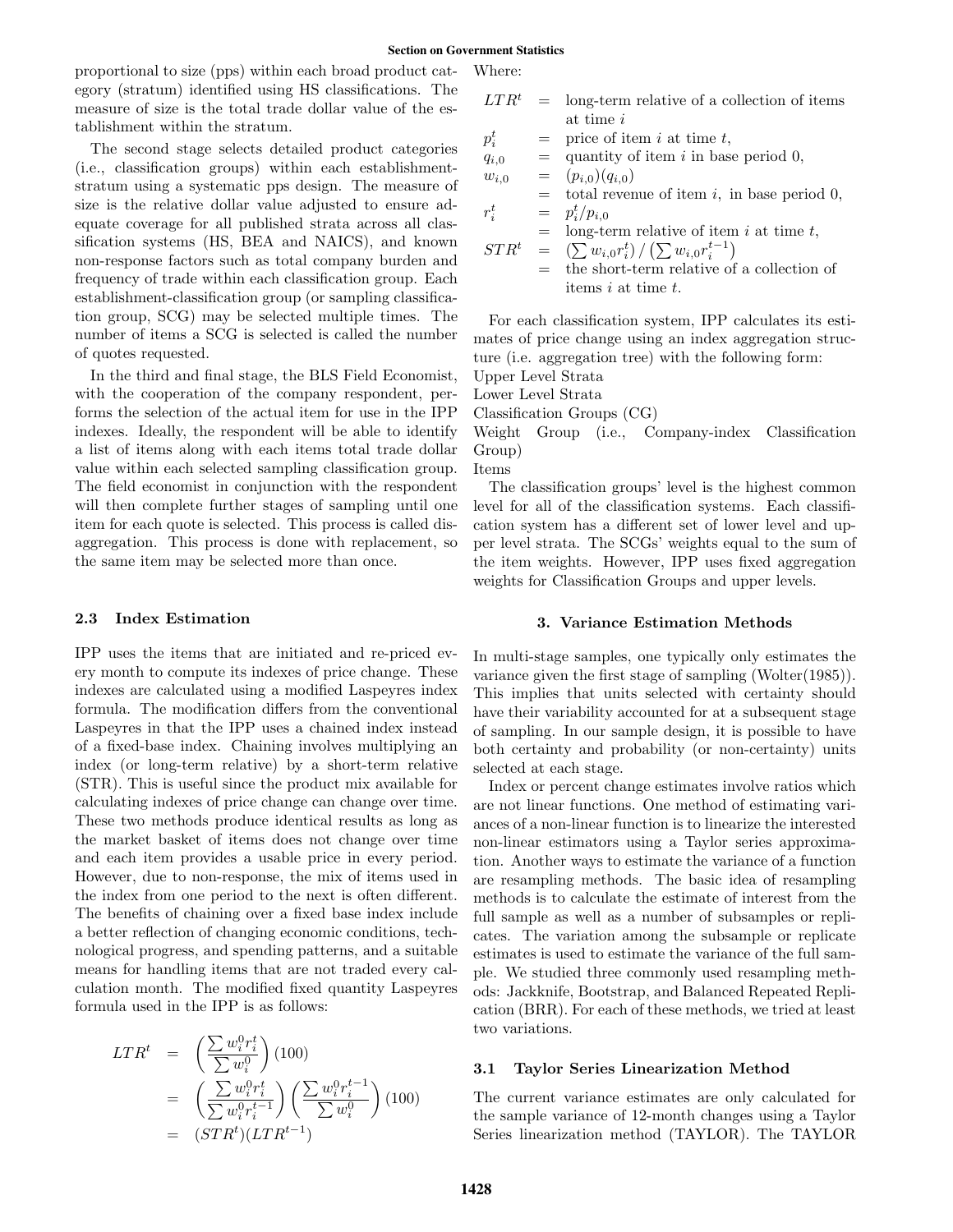proportional to size (pps) within each broad product category (stratum) identified using HS classifications. The measure of size is the total trade dollar value of the establishment within the stratum.

The second stage selects detailed product categories (i.e., classification groups) within each establishment-stratum using a systematic pps design. The measure of size is the relative dollar value adjusted to ensure adequate coverage for all published strata across all classification systems (HS, BEA and NAICS), and known non-response factors such as total company burden and frequency of trade within each classification group. Each establishment-classification group (or sampling classification group, SCG) may be selected multiple times. The number of items a SCG is selected is called the number of quotes requested.

In the third and final stage, the BLS Field Economist, with the cooperation of the company respondent, performs the selection of the actual item for use in the IPP indexes. Ideally, the respondent will be able to identify a list of items along with each items total trade dollar value within each selected sampling classification group. The field economist in conjunction with the respondent will then complete further stages of sampling until one item for each quote is selected. This process is called disaggregation. This process is done with replacement, so the same item may be selected more than once.

### 2.3 Index Estimation

IPP uses the items that are initiated and re-priced every month to compute its indexes of price change. These indexes are calculated using a modified Laspeyres index formula. The modification differs from the conventional Laspeyres in that the IPP uses a chained index instead of a fixed-base index. Chaining involves multiplying an index (or long-term relative) by a short-term relative (STR). This is useful since the product mix available for calculating indexes of price change can change over time. These two methods produce identical results as long as the market basket of items does not change over time and each item provides a usable price in every period. However, due to non-response, the mix of items used in the index from one period to the next is often different. The benefits of chaining over a fixed base index include a better reflection of changing economic conditions, technological progress, and spending patterns, and a suitable means for handling items that are not traded every calculation month. The modified fixed quantity Laspeyres formula used in the IPP is as follows:

$$
\begin{aligned}
LTR^t &= \left(\frac{\sum w_i^0 r_i^t}{\sum w_i^0}\right)(100) \\
&= \left(\frac{\sum w_i^0 r_i^t}{\sum w_i^0 r_i^{t-1}}\right)\left(\frac{\sum w_i^0 r_i^{t-1}}{\sum w_i^0}\right)(100) \\
&= (STR^t)(LTR^{t-1})
\end{aligned}
$$

Where:

$LTR^t$ = long-term relative of a collection of items at time $i$

$p_i^t$ = price of item $i$ at time $t$,

$q_{i,0}$ = quantity of item $i$ in base period 0,

$w_{i,0}$ = $(p_{i,0})(q_{i,0})$ = total revenue of item $i$, in base period 0,

$r_i^t$ = $p_i^t/p_{i,0}$ = long-term relative of item $i$ at time $t$,

$STR^t$ = $\left(\sum w_{i,0} r_i^t\right) / \left(\sum w_{i,0} r_i^{t-1}\right)$ = the short-term relative of a collection of items $i$ at time $t$.

For each classification system, IPP calculates its estimates of price change using an index aggregation structure (i.e. aggregation tree) with the following form:

Upper Level Strata

Lower Level Strata

Classification Groups (CG)

Weight Group (i.e., Company-index Classification Group)

Items

The classification groups' level is the highest common level for all of the classification systems. Each classification system has a different set of lower level and upper level strata. The SCGs' weights equal to the sum of the item weights. However, IPP uses fixed aggregation weights for Classification Groups and upper levels.

## 3. Variance Estimation Methods

In multi-stage samples, one typically only estimates the variance given the first stage of sampling (Wolter(1985)). This implies that units selected with certainty should have their variability accounted for at a subsequent stage of sampling. In our sample design, it is possible to have both certainty and probability (or non-certainty) units selected at each stage.

Index or percent change estimates involve ratios which are not linear functions. One method of estimating variances of a non-linear function is to linearize the interested non-linear estimators using a Taylor series approximation. Another ways to estimate the variance of a function are resampling methods. The basic idea of resampling methods is to calculate the estimate of interest from the full sample as well as a number of subsamples or replicates. The variation among the subsample or replicate estimates is used to estimate the variance of the full sample. We studied three commonly used resampling methods: Jackknife, Bootstrap, and Balanced Repeated Replication (BRR). For each of these methods, we tried at least two variations.

### 3.1 Taylor Series Linearization Method

The current variance estimates are only calculated for the sample variance of 12-month changes using a Taylor Series linearization method (TAYLOR). The TAYLOR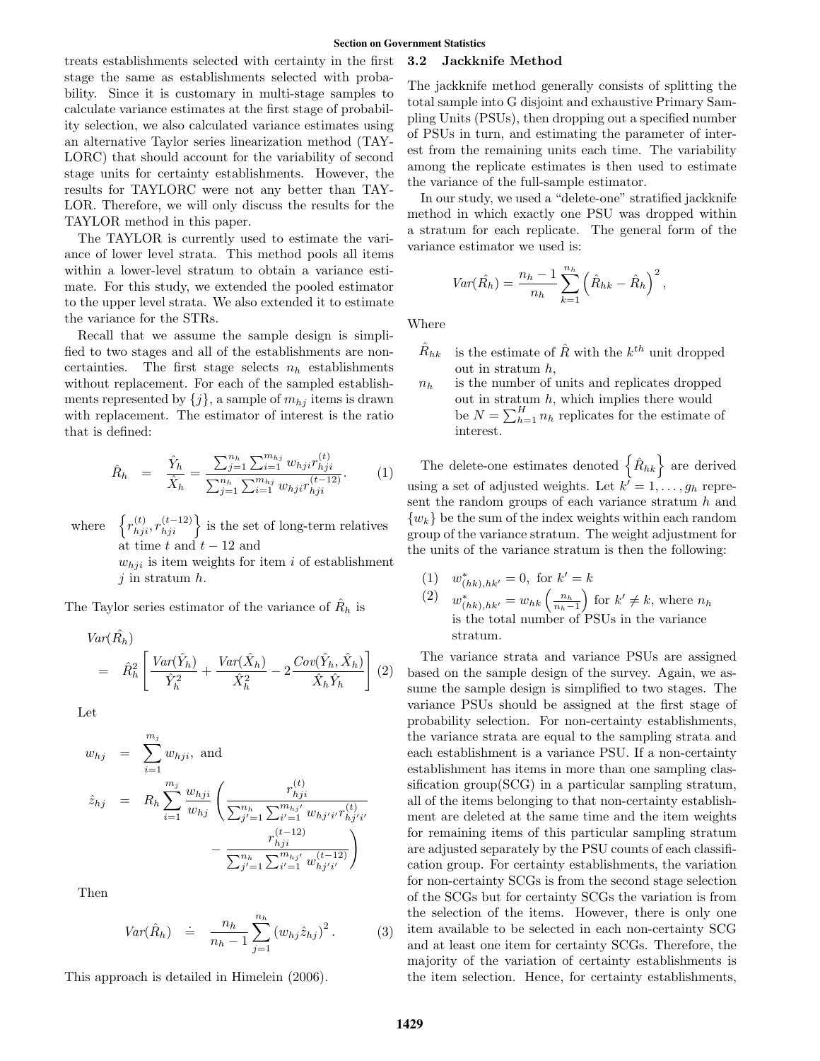treats establishments selected with certainty in the first stage the same as establishments selected with probability. Since it is customary in multi-stage samples to calculate variance estimates at the first stage of probability selection, we also calculated variance estimates using an alternative Taylor series linearization method (TAYLORC) that should account for the variability of second stage units for certainty establishments. However, the results for TAYLORC were not any better than TAYLOR. Therefore, we will only discuss the results for the TAYLOR method in this paper.

The TAYLOR is currently used to estimate the variance of lower level strata. This method pools all items within a lower-level stratum to obtain a variance estimate. For this study, we extended the pooled estimator to the upper level strata. We also extended it to estimate the variance for the STRs.

Recall that we assume the sample design is simplified to two stages and all of the establishments are noncertainties. The first stage selects $n_h$ establishments without replacement. For each of the sampled establishments represented by $\{j\}$, a sample of $m_{hj}$ items is drawn with replacement. The estimator of interest is the ratio that is defined:

$$\hat{R}_h = \frac{\hat{Y}_h}{\hat{X}_h} = \frac{\sum_{j=1}^{n_h}\sum_{i=1}^{m_{hj}} w_{hji} r_{hji}^{(t)}}{\sum_{j=1}^{n_h}\sum_{i=1}^{m_{hj}} w_{hji} r_{hji}^{(t-12)}}. \quad (1)$$

where $\left\{r_{hji}^{(t)}, r_{hji}^{(t-12)}\right\}$ is the set of long-term relatives at time $t$ and $t-12$ and

$w_{hji}$ is item weights for item $i$ of establishment $j$ in stratum $h$.

The Taylor series estimator of the variance of $\hat{R}_h$ is

$$Var(\hat{R}_h) = \hat{R}_h^2 \left[\frac{Var(\hat{Y}_h)}{\hat{Y}_h^2} + \frac{Var(\hat{X}_h)}{\hat{X}_h^2} - 2\frac{Cov(\hat{Y}_h, \hat{X}_h)}{\hat{X}_h \hat{Y}_h}\right] \quad (2)$$

Let

$$w_{hj} = \sum_{i=1}^{m_j} w_{hji}, \text{ and}$$

$$\hat{z}_{hj} = R_h \sum_{i=1}^{m_j} \frac{w_{hji}}{w_{hj}} \left( \frac{r_{hji}^{(t)}}{\sum_{j'=1}^{n_h}\sum_{i'=1}^{m_{hj'}} w_{hj'i'} r_{hj'i'}^{(t)}} - \frac{r_{hji}^{(t-12)}}{\sum_{j'=1}^{n_h}\sum_{i'=1}^{m_{hj'}} w_{hj'i'}^{(t-12)}} \right)$$

Then

$$Var(\hat{R}_h) \doteq \frac{n_h}{n_h - 1} \sum_{j=1}^{n_h} \left(w_{hj}\hat{z}_{hj}\right)^2. \quad (3)$$

This approach is detailed in Himelein (2006).

### 3.2 Jackknife Method

The jackknife method generally consists of splitting the total sample into G disjoint and exhaustive Primary Sampling Units (PSUs), then dropping out a specified number of PSUs in turn, and estimating the parameter of interest from the remaining units each time. The variability among the replicate estimates is then used to estimate the variance of the full-sample estimator.

In our study, we used a "delete-one" stratified jackknife method in which exactly one PSU was dropped within a stratum for each replicate. The general form of the variance estimator we used is:

$$Var(\hat{R}_h) = \frac{n_h - 1}{n_h} \sum_{k=1}^{n_h} \left(\hat{R}_{hk} - \hat{R}_h\right)^2,$$

Where

- $\hat{R}_{hk}$ is the estimate of $\hat{R}$ with the $k^{th}$ unit dropped out in stratum $h$,
- $n_h$ is the number of units and replicates dropped out in stratum $h$, which implies there would be $N = \sum_{h=1}^{H} n_h$ replicates for the estimate of interest.

The delete-one estimates denoted $\left\{\hat{R}_{hk}\right\}$ are derived using a set of adjusted weights. Let $k' = 1, \ldots, g_h$ represent the random groups of each variance stratum $h$ and $\{w_k\}$ be the sum of the index weights within each random group of the variance stratum. The weight adjustment for the units of the variance stratum is then the following:

(1) $w^*_{(hk),hk'} = 0$, for $k' = k$

(2) $w^*_{(hk),hk'} = w_{hk}\left(\frac{n_h}{n_h - 1}\right)$ for $k' \neq k$, where $n_h$ is the total number of PSUs in the variance stratum.

The variance strata and variance PSUs are assigned based on the sample design of the survey. Again, we assume the sample design is simplified to two stages. The variance PSUs should be assigned at the first stage of probability selection. For non-certainty establishments, the variance strata are equal to the sampling strata and each establishment is a variance PSU. If a non-certainty establishment has items in more than one sampling classification group(SCG) in a particular sampling stratum, all of the items belonging to that non-certainty establishment are deleted at the same time and the item weights for remaining items of this particular sampling stratum are adjusted separately by the PSU counts of each classification group. For certainty establishments, the variation for non-certainty SCGs is from the second stage selection of the SCGs but for certainty SCGs the variation is from the selection of the items. However, there is only one item available to be selected in each non-certainty SCG and at least one item for certainty SCGs. Therefore, the majority of the variation of certainty establishments is the item selection. Hence, for certainty establishments,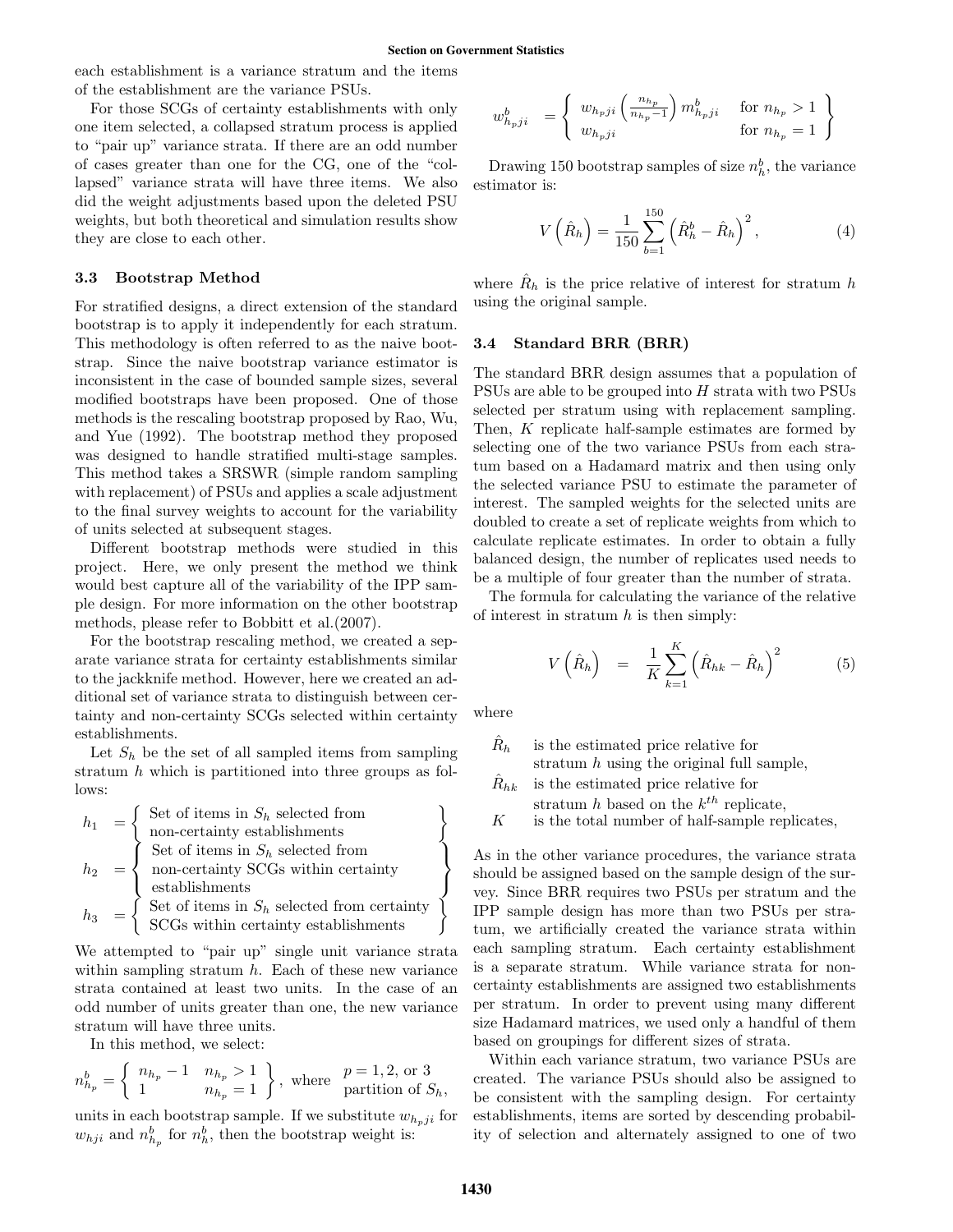each establishment is a variance stratum and the items of the establishment are the variance PSUs.

For those SCGs of certainty establishments with only one item selected, a collapsed stratum process is applied to "pair up" variance strata. If there are an odd number of cases greater than one for the CG, one of the "collapsed" variance strata will have three items. We also did the weight adjustments based upon the deleted PSU weights, but both theoretical and simulation results show they are close to each other.

### 3.3 Bootstrap Method

For stratified designs, a direct extension of the standard bootstrap is to apply it independently for each stratum. This methodology is often referred to as the naive bootstrap. Since the naive bootstrap variance estimator is inconsistent in the case of bounded sample sizes, several modified bootstraps have been proposed. One of those methods is the rescaling bootstrap proposed by Rao, Wu, and Yue (1992). The bootstrap method they proposed was designed to handle stratified multi-stage samples. This method takes a SRSWR (simple random sampling with replacement) of PSUs and applies a scale adjustment to the final survey weights to account for the variability of units selected at subsequent stages.

Different bootstrap methods were studied in this project. Here, we only present the method we think would best capture all of the variability of the IPP sample design. For more information on the other bootstrap methods, please refer to Bobbitt et al.(2007).

For the bootstrap rescaling method, we created a separate variance strata for certainty establishments similar to the jackknife method. However, here we created an additional set of variance strata to distinguish between certainty and non-certainty SCGs selected within certainty establishments.

Let $S_h$ be the set of all sampled items from sampling stratum $h$ which is partitioned into three groups as follows:

$$
\begin{aligned}
h_1 &= \left\{ \begin{array}{l} \text{Set of items in } S_h \text{ selected from} \\ \text{non-certainty establishments} \end{array} \right\} \\
h_2 &= \left\{ \begin{array}{l} \text{Set of items in } S_h \text{ selected from} \\ \text{non-certainty SCGs within certainty} \\ \text{establishments} \end{array} \right\} \\
h_3 &= \left\{ \begin{array}{l} \text{Set of items in } S_h \text{ selected from certainty} \\ \text{SCGs within certainty establishments} \end{array} \right\}
\end{aligned}
$$

We attempted to "pair up" single unit variance strata within sampling stratum $h$. Each of these new variance strata contained at least two units. In the case of an odd number of units greater than one, the new variance stratum will have three units.

In this method, we select:

$$
n^b_{h_p} = \left\{ \begin{array}{ll} n_{h_p} - 1 & n_{h_p} > 1 \\ 1 & n_{h_p} = 1 \end{array} \right\}, \text{ where } \begin{array}{l} p = 1, 2, \text{ or } 3 \\ \text{partition of } S_h, \end{array}
$$

units in each bootstrap sample. If we substitute $w_{h_p ji}$ for $w_{hji}$ and $n^b_{h_p}$ for $n^b_h$, then the bootstrap weight is:

$$
w^b_{h_p ji} = \left\{ \begin{array}{ll} w_{h_p ji} \left( \frac{n_{h_p}}{n_{h_p} - 1} \right) m^b_{h_p ji} & \text{for } n_{h_p} > 1 \\ w_{h_p ji} & \text{for } n_{h_p} = 1 \end{array} \right\}
$$

Drawing 150 bootstrap samples of size $n^b_h$, the variance estimator is:

$$
V\left(\hat{R}_h\right) = \frac{1}{150} \sum_{b=1}^{150} \left(\hat{R}^b_h - \hat{R}_h\right)^2, \tag{4}
$$

where $\hat{R}_h$ is the price relative of interest for stratum $h$ using the original sample.

### 3.4 Standard BRR (BRR)

The standard BRR design assumes that a population of PSUs are able to be grouped into $H$ strata with two PSUs selected per stratum using with replacement sampling. Then, $K$ replicate half-sample estimates are formed by selecting one of the two variance PSUs from each stratum based on a Hadamard matrix and then using only the selected variance PSU to estimate the parameter of interest. The sampled weights for the selected units are doubled to create a set of replicate weights from which to calculate replicate estimates. In order to obtain a fully balanced design, the number of replicates used needs to be a multiple of four greater than the number of strata.

The formula for calculating the variance of the relative of interest in stratum $h$ is then simply:

$$
V\left(\hat{R}_h\right) = \frac{1}{K} \sum_{k=1}^{K} \left(\hat{R}_{hk} - \hat{R}_h\right)^2 \tag{5}
$$

where

- $\hat{R}_h$ is the estimated price relative for stratum $h$ using the original full sample,
- $\hat{R}_{hk}$ is the estimated price relative for stratum $h$ based on the $k^{th}$ replicate,
- $K$ is the total number of half-sample replicates,

As in the other variance procedures, the variance strata should be assigned based on the sample design of the survey. Since BRR requires two PSUs per stratum and the IPP sample design has more than two PSUs per stratum, we artificially created the variance strata within each sampling stratum. Each certainty establishment is a separate stratum. While variance strata for non-certainty establishments are assigned two establishments per stratum. In order to prevent using many different size Hadamard matrices, we used only a handful of them based on groupings for different sizes of strata.

Within each variance stratum, two variance PSUs are created. The variance PSUs should also be assigned to be consistent with the sampling design. For certainty establishments, items are sorted by descending probability of selection and alternately assigned to one of two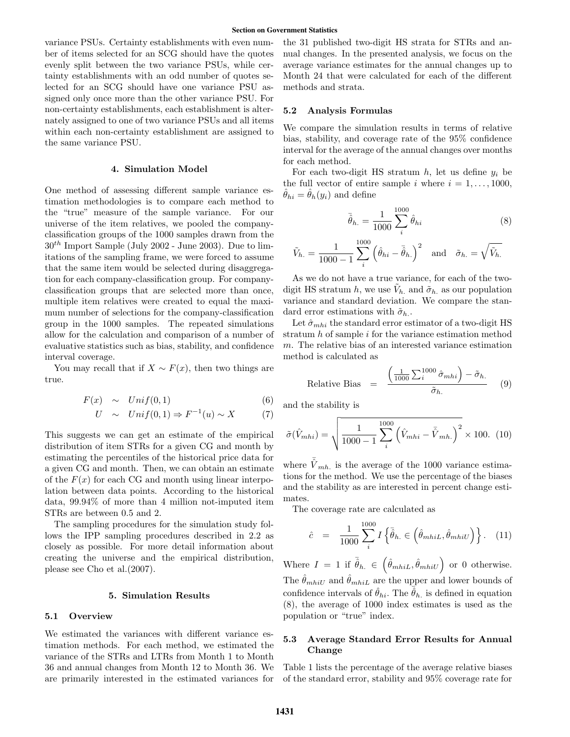variance PSUs. Certainty establishments with even number of items selected for an SCG should have the quotes evenly split between the two variance PSUs, while certainty establishments with an odd number of quotes selected for an SCG should have one variance PSU assigned only once more than the other variance PSU. For non-certainty establishments, each establishment is alternately assigned to one of two variance PSUs and all items within each non-certainty establishment are assigned to the same variance PSU.

## 4. Simulation Model

One method of assessing different sample variance estimation methodologies is to compare each method to the "true" measure of the sample variance. For our universe of the item relatives, we pooled the company-classification groups of the 1000 samples drawn from the $30^{th}$ Import Sample (July 2002 - June 2003). Due to limitations of the sampling frame, we were forced to assume that the same item would be selected during disaggregation for each company-classification group. For company-classification groups that are selected more than once, multiple item relatives were created to equal the maximum number of selections for the company-classification group in the 1000 samples. The repeated simulations allow for the calculation and comparison of a number of evaluative statistics such as bias, stability, and confidence interval coverage.

You may recall that if $X \sim F(x)$, then two things are true.

$$F(x) \sim Unif(0,1) \tag{6}$$

$$U \sim Unif(0,1) \Rightarrow F^{-1}(u) \sim X \tag{7}$$

This suggests we can get an estimate of the empirical distribution of item STRs for a given CG and month by estimating the percentiles of the historical price data for a given CG and month. Then, we can obtain an estimate of the $F(x)$ for each CG and month using linear interpolation between data points. According to the historical data, 99.94% of more than 4 million not-imputed item STRs are between 0.5 and 2.

The sampling procedures for the simulation study follows the IPP sampling procedures described in 2.2 as closely as possible. For more detail information about creating the universe and the empirical distribution, please see Cho et al.(2007).

## 5. Simulation Results

### 5.1 Overview

We estimated the variances with different variance estimation methods. For each method, we estimated the variance of the STRs and LTRs from Month 1 to Month 36 and annual changes from Month 12 to Month 36. We are primarily interested in the estimated variances for the 31 published two-digit HS strata for STRs and annual changes. In the presented analysis, we focus on the average variance estimates for the annual changes up to Month 24 that were calculated for each of the different methods and strata.

### 5.2 Analysis Formulas

We compare the simulation results in terms of relative bias, stability, and coverage rate of the 95% confidence interval for the average of the annual changes over months for each method.

For each two-digit HS stratum $h$, let us define $y_i$ be the full vector of entire sample $i$ where $i = 1, \ldots, 1000$, $\hat{\theta}_{hi} = \hat{\theta}_h(y_i)$ and define

$$\bar{\hat{\theta}}_{h.} = \frac{1}{1000} \sum_{i}^{1000} \hat{\theta}_{hi} \tag{8}$$

$$\tilde{V}_{h.} = \frac{1}{1000-1} \sum_{i}^{1000} \left(\hat{\theta}_{hi} - \bar{\hat{\theta}}_{h.}\right)^2 \quad \text{and} \quad \tilde{\sigma}_{h.} = \sqrt{\tilde{V}_{h.}}$$

As we do not have a true variance, for each of the two-digit HS stratum $h$, we use $\tilde{V}_{h.}$ and $\tilde{\sigma}_{h.}$ as our population variance and standard deviation. We compare the standard error estimations with $\tilde{\sigma}_{h.}$.

Let $\hat{\sigma}_{mhi}$ the standard error estimator of a two-digit HS stratum $h$ of sample $i$ for the variance estimation method $m$. The relative bias of an interested variance estimation method is calculated as

$$\text{Relative Bias} = \frac{\left(\frac{1}{1000}\sum_{i}^{1000} \hat{\sigma}_{mhi}\right) - \tilde{\sigma}_{h.}}{\tilde{\sigma}_{h.}} \tag{9}$$

and the stability is

$$\tilde{\sigma}(\hat{V}_{mhi}) = \sqrt{\frac{1}{1000-1} \sum_{i}^{1000} \left(\hat{V}_{mhi} - \bar{\hat{V}}_{mh.}\right)^2} \times 100. \tag{10}$$

where $\bar{\hat{V}}_{mh.}$ is the average of the 1000 variance estimations for the method. We use the percentage of the biases and the stability as are interested in percent change estimates.

The coverage rate are calculated as

$$\hat{c} = \frac{1}{1000} \sum_{i}^{1000} I\left\{\bar{\hat{\theta}}_{h.} \in \left(\hat{\theta}_{mhiL}, \hat{\theta}_{mhiU}\right)\right\}. \tag{11}$$

Where $I = 1$ if $\bar{\hat{\theta}}_{h.} \in \left(\hat{\theta}_{mhiL}, \hat{\theta}_{mhiU}\right)$ or 0 otherwise. The $\hat{\theta}_{mhiU}$ and $\hat{\theta}_{mhiL}$ are the upper and lower bounds of confidence intervals of $\hat{\theta}_{hi}$. The $\bar{\hat{\theta}}_{h.}$ is defined in equation (8), the average of 1000 index estimates is used as the population or "true" index.

### 5.3 Average Standard Error Results for Annual Change

Table 1 lists the percentage of the average relative biases of the standard error, stability and 95% coverage rate for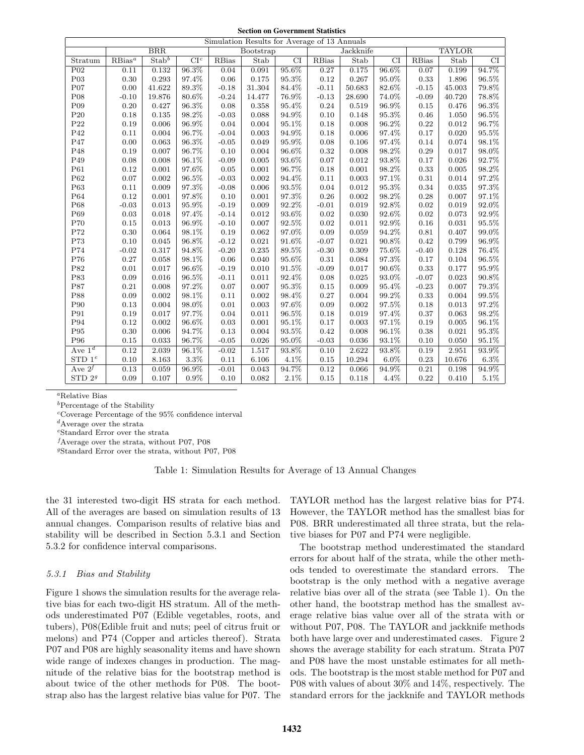| Simulation Results for Average of 13 Annuals | | | | | | | | | | | | |
|---|---|---|---|---|---|---|---|---|---|---|---|---|
| | BRR | | | Bootstrap | | | Jackknife | | | TAYLOR | | |
| Stratum | RBias[a] | Stab[b] | CI[c] | RBias | Stab | CI | RBias | Stab | CI | RBias | Stab | CI |
| P02 | 0.11 | 0.132 | 96.3% | 0.04 | 0.091 | 95.6% | 0.27 | 0.175 | 96.6% | 0.07 | 0.199 | 94.7% |
| P03 | 0.30 | 0.293 | 97.4% | 0.06 | 0.175 | 95.3% | 0.12 | 0.267 | 95.0% | 0.33 | 1.896 | 96.5% |
| P07 | 0.00 | 41.622 | 89.3% | -0.18 | 31.304 | 84.4% | -0.11 | 50.683 | 82.6% | -0.15 | 45.003 | 79.8% |
| P08 | -0.10 | 19.876 | 80.6% | -0.24 | 14.477 | 76.9% | -0.13 | 28.690 | 74.0% | -0.09 | 40.720 | 78.8% |
| P09 | 0.20 | 0.427 | 96.3% | 0.08 | 0.358 | 95.4% | 0.24 | 0.519 | 96.9% | 0.15 | 0.476 | 96.3% |
| P20 | 0.18 | 0.135 | 98.2% | -0.03 | 0.088 | 94.9% | 0.10 | 0.148 | 95.3% | 0.46 | 1.050 | 96.5% |
| P22 | 0.19 | 0.006 | 96.9% | 0.04 | 0.004 | 95.1% | 0.18 | 0.008 | 96.2% | 0.22 | 0.012 | 96.7% |
| P42 | 0.11 | 0.004 | 96.7% | -0.04 | 0.003 | 94.9% | 0.18 | 0.006 | 97.4% | 0.17 | 0.020 | 95.5% |
| P47 | 0.00 | 0.063 | 96.3% | -0.05 | 0.049 | 95.9% | 0.08 | 0.106 | 97.4% | 0.14 | 0.074 | 98.1% |
| P48 | 0.19 | 0.007 | 96.7% | 0.10 | 0.004 | 96.6% | 0.32 | 0.008 | 98.2% | 0.29 | 0.017 | 98.0% |
| P49 | 0.08 | 0.008 | 96.1% | -0.09 | 0.005 | 93.6% | 0.07 | 0.012 | 93.8% | 0.17 | 0.026 | 92.7% |
| P61 | 0.12 | 0.001 | 97.6% | 0.05 | 0.001 | 96.7% | 0.18 | 0.001 | 98.2% | 0.33 | 0.005 | 98.2% |
| P62 | 0.07 | 0.002 | 96.5% | -0.03 | 0.002 | 94.4% | 0.11 | 0.003 | 97.1% | 0.31 | 0.014 | 97.2% |
| P63 | 0.11 | 0.009 | 97.3% | -0.08 | 0.006 | 93.5% | 0.04 | 0.012 | 95.3% | 0.34 | 0.035 | 97.3% |
| P64 | 0.12 | 0.001 | 97.8% | 0.10 | 0.001 | 97.3% | 0.26 | 0.002 | 98.2% | 0.28 | 0.007 | 97.1% |
| P68 | -0.03 | 0.013 | 95.9% | -0.19 | 0.009 | 92.2% | -0.01 | 0.019 | 92.8% | 0.02 | 0.019 | 92.0% |
| P69 | 0.03 | 0.018 | 97.4% | -0.14 | 0.012 | 93.6% | 0.02 | 0.030 | 92.6% | 0.02 | 0.073 | 92.9% |
| P70 | 0.15 | 0.013 | 96.9% | -0.10 | 0.007 | 92.5% | 0.02 | 0.011 | 92.9% | 0.16 | 0.031 | 95.5% |
| P72 | 0.30 | 0.064 | 98.1% | 0.19 | 0.062 | 97.0% | 0.09 | 0.059 | 94.2% | 0.81 | 0.407 | 99.0% |
| P73 | 0.10 | 0.045 | 96.8% | -0.12 | 0.021 | 91.6% | -0.07 | 0.021 | 90.8% | 0.42 | 0.799 | 96.9% |
| P74 | -0.02 | 0.317 | 94.8% | -0.20 | 0.235 | 89.5% | -0.30 | 0.309 | 75.6% | -0.40 | 0.128 | 76.4% |
| P76 | 0.27 | 0.058 | 98.1% | 0.06 | 0.040 | 95.6% | 0.31 | 0.084 | 97.3% | 0.17 | 0.104 | 96.5% |
| P82 | 0.01 | 0.017 | 96.6% | -0.19 | 0.010 | 91.5% | -0.09 | 0.017 | 90.6% | 0.33 | 0.177 | 95.9% |
| P83 | 0.09 | 0.016 | 96.5% | -0.11 | 0.011 | 92.4% | 0.08 | 0.025 | 93.0% | -0.07 | 0.023 | 90.8% |
| P87 | 0.21 | 0.008 | 97.2% | 0.07 | 0.007 | 95.3% | 0.15 | 0.009 | 95.4% | -0.23 | 0.007 | 79.3% |
| P88 | 0.09 | 0.002 | 98.1% | 0.11 | 0.002 | 98.4% | 0.27 | 0.004 | 99.2% | 0.33 | 0.004 | 99.5% |
| P90 | 0.13 | 0.004 | 98.0% | 0.01 | 0.003 | 97.6% | 0.09 | 0.002 | 97.5% | 0.18 | 0.013 | 97.2% |
| P91 | 0.19 | 0.017 | 97.7% | 0.04 | 0.011 | 96.5% | 0.18 | 0.019 | 97.4% | 0.37 | 0.063 | 98.2% |
| P94 | 0.12 | 0.002 | 96.6% | 0.03 | 0.001 | 95.1% | 0.17 | 0.003 | 97.1% | 0.19 | 0.005 | 96.1% |
| P95 | 0.30 | 0.006 | 94.7% | 0.13 | 0.004 | 93.5% | 0.42 | 0.008 | 96.1% | 0.38 | 0.021 | 95.3% |
| P96 | 0.15 | 0.033 | 96.7% | -0.05 | 0.026 | 95.0% | -0.03 | 0.036 | 93.1% | 0.10 | 0.050 | 95.1% |
| Ave 1[d] | 0.12 | 2.039 | 96.1% | -0.02 | 1.517 | 93.8% | 0.10 | 2.622 | 93.8% | 0.19 | 2.951 | 93.9% |
| STD 1[e] | 0.10 | 8.163 | 3.3% | 0.11 | 6.106 | 4.1% | 0.15 | 10.294 | 6.0% | 0.23 | 10.676 | 6.3% |
| Ave 2[f] | 0.13 | 0.059 | 96.9% | -0.01 | 0.043 | 94.7% | 0.12 | 0.066 | 94.9% | 0.21 | 0.198 | 94.9% |
| STD 2[g] | 0.09 | 0.107 | 0.9% | 0.10 | 0.082 | 2.1% | 0.15 | 0.118 | 4.4% | 0.22 | 0.410 | 5.1% |

[a]Relative Bias

[b]Percentage of the Stability

[c]Coverage Percentage of the 95% confidence interval

[d]Average over the strata

[e]Standard Error over the strata

[f]Average over the strata, without P07, P08

[g]Standard Error over the strata, without P07, P08

Table 1: Simulation Results for Average of 13 Annual Changes

the 31 interested two-digit HS strata for each method. All of the averages are based on simulation results of 13 annual changes. Comparison results of relative bias and stability will be described in Section 5.3.1 and Section 5.3.2 for confidence interval comparisons.

#### 5.3.1 Bias and Stability

Figure 1 shows the simulation results for the average relative bias for each two-digit HS stratum. All of the methods underestimated P07 (Edible vegetables, roots, and tubers), P08(Edible fruit and nuts; peel of citrus fruit or melons) and P74 (Copper and articles thereof). Strata P07 and P08 are highly seasonality items and have shown wide range of indexes changes in production. The magnitude of the relative bias for the bootstrap method is about twice of the other methods for P08. The bootstrap also has the largest relative bias value for P07. The TAYLOR method has the largest relative bias for P74. However, the TAYLOR method has the smallest bias for P08. BRR underestimated all three strata, but the relative biases for P07 and P74 were negligible.

The bootstrap method underestimated the standard errors for about half of the strata, while the other methods tended to overestimate the standard errors. The bootstrap is the only method with a negative average relative bias over all of the strata (see Table 1). On the other hand, the bootstrap method has the smallest average relative bias value over all of the strata with or without P07, P08. The TAYLOR and jackknife methods both have large over and underestimated cases. Figure 2 shows the average stability for each stratum. Strata P07 and P08 have the most unstable estimates for all methods. The bootstrap is the most stable method for P07 and P08 with values of about 30% and 14%, respectively. The standard errors for the jackknife and TAYLOR methods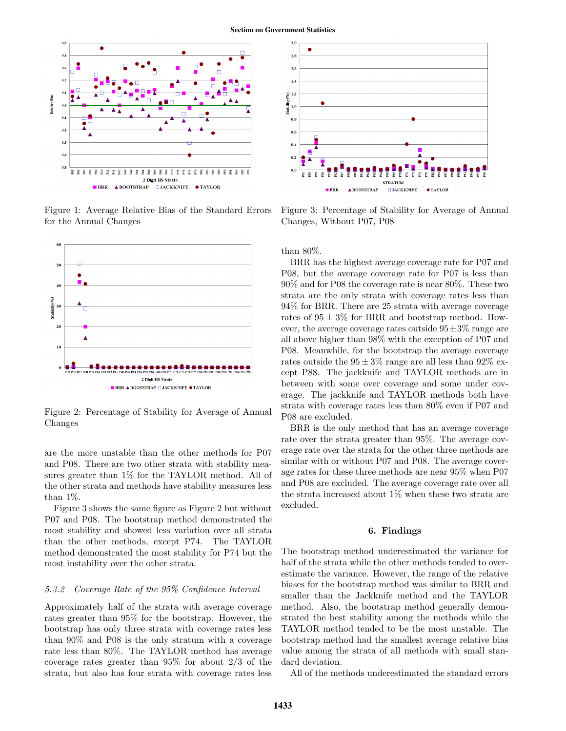0.5
0.4
0.3
0.2
0.1
0.0
-0.1
-0.2
-0.3
-0.4
-0.5

Relative Bias

P02 P03 P07 P08 P09 P20 P22 P42 P47 P48 P49 P61 P62 P63 P64 P68 P69 P70 P72 P73 P74 P76 P82 P83 P87 P88 P90 P91 P94 P95 P96

2 Digit HS Starta

BRR BOOTSTRAP JACKKNIFE TAYLOR

Figure 1: Average Relative Bias of the Standard Errors for the Annual Changes

60
50
40
30
20
10
0

Stability(%)

P02 P03 P07 P08 P09 P20 P22 P42 P47 P48 P49 P61 P62 P63 P64 P68 P69 P70 P72 P73 P74 P76 P82 P83 P87 P88 P90 P91 P94 P95 P96

2 Digit HS Strata

BRR BOOTSTRAP JACKKNIFE TAYLOR

Figure 2: Percentage of Stability for Average of Annual Changes

are the more unstable than the other methods for P07 and P08. There are two other strata with stability measures greater than 1% for the TAYLOR method. All of the other strata and methods have stability measures less than 1%.

Figure 3 shows the same figure as Figure 2 but without P07 and P08. The bootstrap method demonstrated the most stability and showed less variation over all strata than the other methods, except P74. The TAYLOR method demonstrated the most stability for P74 but the most instability over the other strata.

### 5.3.2 Coverage Rate of the 95% Confidence Interval

Approximately half of the strata with average coverage rates greater than 95% for the bootstrap. However, the bootstrap has only three strata with coverage rates less than 90% and P08 is the only stratum with a coverage rate less than 80%. The TAYLOR method has average coverage rates greater than 95% for about 2/3 of the strata, but also has four strata with coverage rates less than 80%.

2.0
1.8
1.6
1.4
1.2
1.0
0.8
0.6
0.4
0.2
0.0

Stability(%)

P02 P03 P09 P20 P22 P42 P47 P48 P49 P61 P62 P63 P64 P68 P69 P70 P72 P73 P74 P76 P82 P83 P87 P88 P90 P91 P94 P95 P96

STRATUM

BRR BOOTSTRAP JACKKNIFE TAYLOR

Figure 3: Percentage of Stability for Average of Annual Changes, Without P07, P08

BRR has the highest average coverage rate for P07 and P08, but the average coverage rate for P07 is less than 90% and for P08 the coverage rate is near 80%. These two strata are the only strata with coverage rates less than 94% for BRR. There are 25 strata with average coverage rates of $95 \pm 3\%$ for BRR and bootstrap method. However, the average coverage rates outside $95 \pm 3\%$ range are all above higher than 98% with the exception of P07 and P08. Meanwhile, for the bootstrap the average coverage rates outside the $95 \pm 3\%$ range are all less than 92% except P88. The jackknife and TAYLOR methods are in between with some over coverage and some under coverage. The jackknife and TAYLOR methods both have strata with coverage rates less than 80% even if P07 and P08 are excluded.

BRR is the only method that has an average coverage rate over the strata greater than 95%. The average coverage rate over the strata for the other three methods are similar with or without P07 and P08. The average coverage rates for these three methods are near 95% when P07 and P08 are excluded. The average coverage rate over all the strata increased about 1% when these two strata are excluded.

## 6. Findings

The bootstrap method underestimated the variance for half of the strata while the other methods tended to overestimate the variance. However, the range of the relative biases for the bootstrap method was similar to BRR and smaller than the Jackknife method and the TAYLOR method. Also, the bootstrap method generally demonstrated the best stability among the methods while the TAYLOR method tended to be the most unstable. The bootstrap method had the smallest average relative bias value among the strata of all methods with small standard deviation.

All of the methods underestimated the standard errors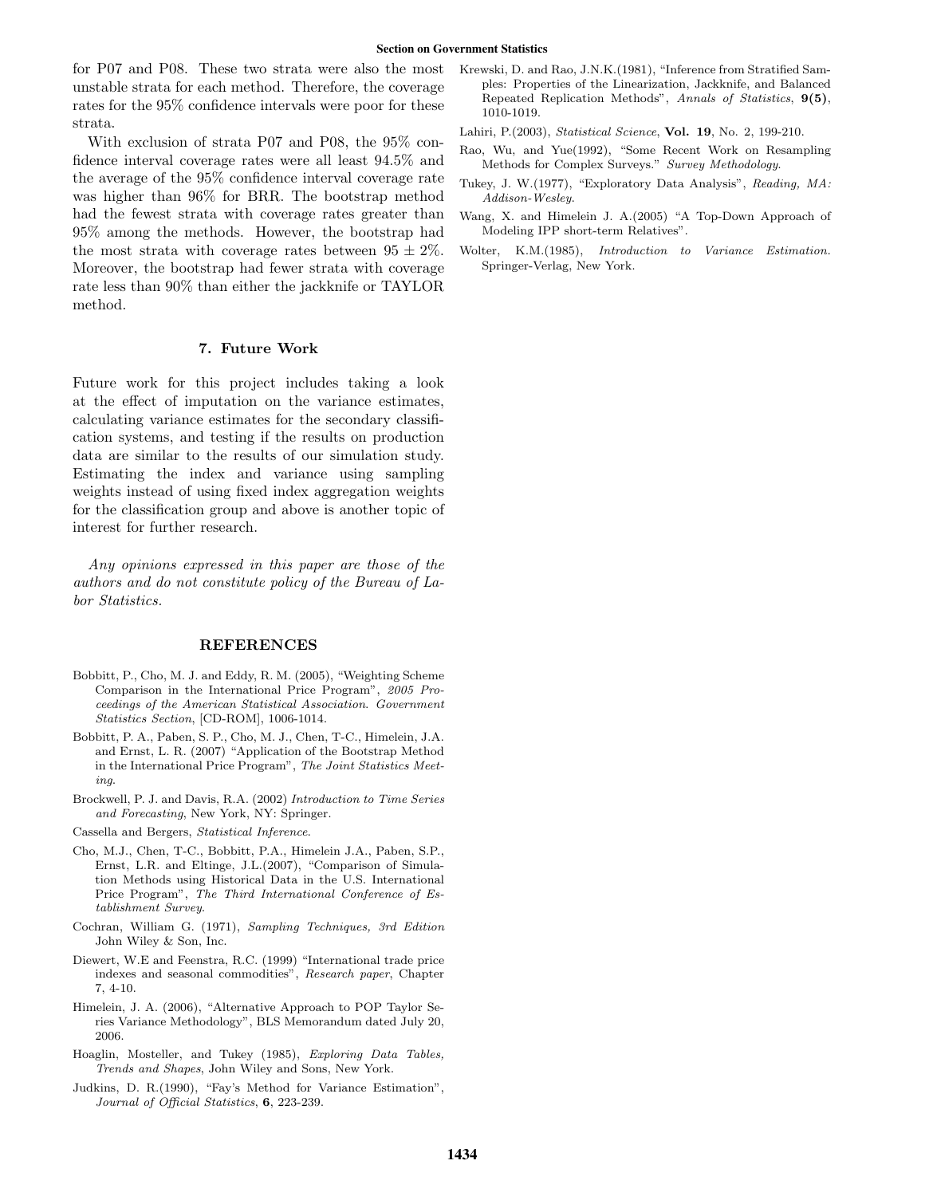for P07 and P08. These two strata were also the most unstable strata for each method. Therefore, the coverage rates for the 95% confidence intervals were poor for these strata.

With exclusion of strata P07 and P08, the 95% confidence interval coverage rates were all least 94.5% and the average of the 95% confidence interval coverage rate was higher than 96% for BRR. The bootstrap method had the fewest strata with coverage rates greater than 95% among the methods. However, the bootstrap had the most strata with coverage rates between $95 \pm 2\%$. Moreover, the bootstrap had fewer strata with coverage rate less than 90% than either the jackknife or TAYLOR method.

## 7. Future Work

Future work for this project includes taking a look at the effect of imputation on the variance estimates, calculating variance estimates for the secondary classification systems, and testing if the results on production data are similar to the results of our simulation study. Estimating the index and variance using sampling weights instead of using fixed index aggregation weights for the classification group and above is another topic of interest for further research.

*Any opinions expressed in this paper are those of the authors and do not constitute policy of the Bureau of Labor Statistics.*

## REFERENCES

Bobbitt, P., Cho, M. J. and Eddy, R. M. (2005), "Weighting Scheme Comparison in the International Price Program", *2005 Proceedings of the American Statistical Association. Government Statistics Section*, [CD-ROM], 1006-1014.

Bobbitt, P. A., Paben, S. P., Cho, M. J., Chen, T-C., Himelein, J.A. and Ernst, L. R. (2007) "Application of the Bootstrap Method in the International Price Program", *The Joint Statistics Meeting.*

Brockwell, P. J. and Davis, R.A. (2002) *Introduction to Time Series and Forecasting*, New York, NY: Springer.

Cassella and Bergers, *Statistical Inference.*

Cho, M.J., Chen, T-C., Bobbitt, P.A., Himelein J.A., Paben, S.P., Ernst, L.R. and Eltinge, J.L.(2007), "Comparison of Simulation Methods using Historical Data in the U.S. International Price Program", *The Third International Conference of Establishment Survey.*

Cochran, William G. (1971), *Sampling Techniques, 3rd Edition* John Wiley & Son, Inc.

Diewert, W.E and Feenstra, R.C. (1999) "International trade price indexes and seasonal commodities", *Research paper*, Chapter 7, 4-10.

Himelein, J. A. (2006), "Alternative Approach to POP Taylor Series Variance Methodology", BLS Memorandum dated July 20, 2006.

Hoaglin, Mosteller, and Tukey (1985), *Exploring Data Tables, Trends and Shapes*, John Wiley and Sons, New York.

Judkins, D. R.(1990), "Fay's Method for Variance Estimation", *Journal of Official Statistics*, **6**, 223-239.

Krewski, D. and Rao, J.N.K.(1981), "Inference from Stratified Samples: Properties of the Linearization, Jackknife, and Balanced Repeated Replication Methods", *Annals of Statistics*, **9(5)**, 1010-1019.

Lahiri, P.(2003), *Statistical Science*, **Vol. 19**, No. 2, 199-210.

Rao, Wu, and Yue(1992), "Some Recent Work on Resampling Methods for Complex Surveys." *Survey Methodology.*

Tukey, J. W.(1977), "Exploratory Data Analysis", *Reading, MA: Addison-Wesley.*

Wang, X. and Himelein J. A.(2005) "A Top-Down Approach of Modeling IPP short-term Relatives".

Wolter, K.M.(1985), *Introduction to Variance Estimation.* Springer-Verlag, New York.